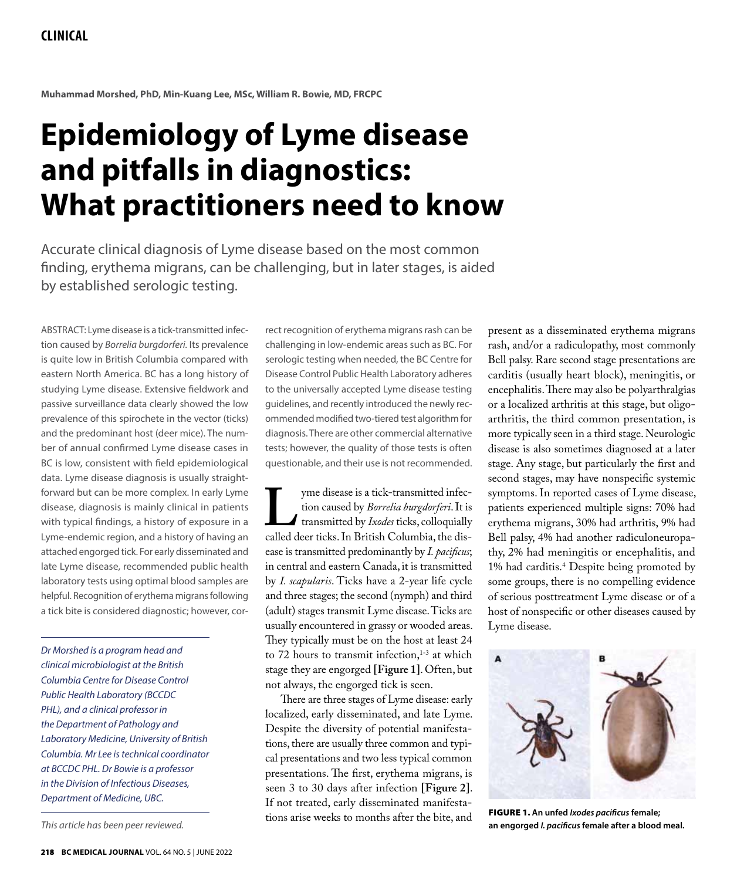CLINICAL

**Muhammad Morshed, PhD, Min-Kuang Lee, MSc, William R. Bowie, MD, FRCPC**

# Epidemiology of Lyme disease and pitfalls in diagnostics: What practitioners need to know

Accurate clinical diagnosis of Lyme disease based on the most common finding, erythema migrans, can be challenging, but in later stages, is aided by established serologic testing.

ABSTRACT: Lyme disease is a tick-transmitted infection caused by *Borrelia burgdorferi*. Its prevalence is quite low in British Columbia compared with eastern North America. BC has a long history of studying Lyme disease. Extensive fieldwork and passive surveillance data clearly showed the low prevalence of this spirochete in the vector (ticks) and the predominant host (deer mice). The number of annual confirmed Lyme disease cases in BC is low, consistent with field epidemiological data. Lyme disease diagnosis is usually straightforward but can be more complex. In early Lyme disease, diagnosis is mainly clinical in patients with typical findings, a history of exposure in a Lyme-endemic region, and a history of having an attached engorged tick. For early disseminated and late Lyme disease, recommended public health laboratory tests using optimal blood samples are helpful. Recognition of erythema migrans following a tick bite is considered diagnostic; however, correct recognition of erythema migrans rash can be challenging in low-endemic areas such as BC. For serologic testing when needed, the BC Centre for Disease Control Public Health Laboratory adheres to the universally accepted Lyme disease testing guidelines, and recently introduced the newly recommended modified two-tiered test algorithm for diagnosis. There are other commercial alternative tests; however, the quality of those tests is often questionable, and their use is not recommended.

*Dr Morshed is a program head and clinical microbiologist at the British Columbia Centre for Disease Control Public Health Laboratory (BCCDC PHL), and a clinical professor in the Department of Pathology and Laboratory Medicine, University of British Columbia. Mr Lee is technical coordinator at BCCDC PHL. Dr Bowie is a professor in the Division of Infectious Diseases, Department of Medicine, UBC.*

*This article has been peer reviewed.*

Lyme disease is a tick-transmitted infection caused by *Borrelia burgdorferi*. It is transmitted by *Ixodes* ticks, colloquially called deer ticks. In British Columbia, the disease is transmitted predominantly by *I. pacificus*; in central and eastern Canada, it is transmitted by *I. scapularis*. Ticks have a 2-year life cycle and three stages; the second (nymph) and third (adult) stages transmit Lyme disease. Ticks are usually encountered in grassy or wooded areas. They typically must be on the host at least 24 to 72 hours to transmit infection,[1-3] at which stage they are engorged **[Figure 1]**. Often, but not always, the engorged tick is seen.

There are three stages of Lyme disease: early localized, early disseminated, and late Lyme. Despite the diversity of potential manifestations, there are usually three common and typical presentations and two less typical common presentations. The first, erythema migrans, is seen 3 to 30 days after infection **[Figure 2]**. If not treated, early disseminated manifestations arise weeks to months after the bite, and present as a disseminated erythema migrans rash, and/or a radiculopathy, most commonly Bell palsy. Rare second stage presentations are carditis (usually heart block), meningitis, or encephalitis. There may also be polyarthralgias or a localized arthritis at this stage, but oligoarthritis, the third common presentation, is more typically seen in a third stage. Neurologic disease is also sometimes diagnosed at a later stage. Any stage, but particularly the first and second stages, may have nonspecific systemic symptoms. In reported cases of Lyme disease, patients experienced multiple signs: 70% had erythema migrans, 30% had arthritis, 9% had Bell palsy, 4% had another radiculoneuropathy, 2% had meningitis or encephalitis, and 1% had carditis.[4] Despite being promoted by some groups, there is no compelling evidence of serious posttreatment Lyme disease or of a host of nonspecific or other diseases caused by Lyme disease.

**FIGURE 1.** An unfed *Ixodes pacificus* female; an engorged *I. pacificus* female after a blood meal.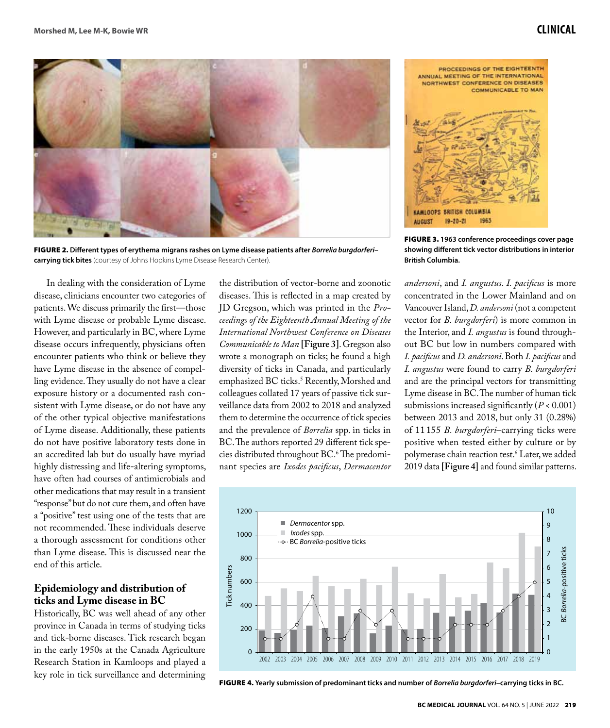**FIGURE 2. Different types of erythema migrans rashes on Lyme disease patients after *Borrelia burgdorferi*–carrying tick bites** (courtesy of Johns Hopkins Lyme Disease Research Center).

**FIGURE 3. 1963 conference proceedings cover page showing different tick vector distributions in interior British Columbia.**

In dealing with the consideration of Lyme disease, clinicians encounter two categories of patients. We discuss primarily the first—those with Lyme disease or probable Lyme disease. However, and particularly in BC, where Lyme disease occurs infrequently, physicians often encounter patients who think or believe they have Lyme disease in the absence of compelling evidence. They usually do not have a clear exposure history or a documented rash consistent with Lyme disease, or do not have any of the other typical objective manifestations of Lyme disease. Additionally, these patients do not have positive laboratory tests done in an accredited lab but do usually have myriad highly distressing and life-altering symptoms, have often had courses of antimicrobials and other medications that may result in a transient "response" but do not cure them, and often have a "positive" test using one of the tests that are not recommended. These individuals deserve a thorough assessment for conditions other than Lyme disease. This is discussed near the end of this article.

## Epidemiology and distribution of ticks and Lyme disease in BC

Historically, BC was well ahead of any other province in Canada in terms of studying ticks and tick-borne diseases. Tick research began in the early 1950s at the Canada Agriculture Research Station in Kamloops and played a key role in tick surveillance and determining the distribution of vector-borne and zoonotic diseases. This is reflected in a map created by JD Gregson, which was printed in the *Proceedings of the Eighteenth Annual Meeting of the International Northwest Conference on Diseases Communicable to Man* **[Figure 3]**. Gregson also wrote a monograph on ticks; he found a high diversity of ticks in Canada, and particularly emphasized BC ticks.[5] Recently, Morshed and colleagues collated 17 years of passive tick surveillance data from 2002 to 2018 and analyzed them to determine the occurrence of tick species and the prevalence of *Borrelia* spp. in ticks in BC. The authors reported 29 different tick species distributed throughout BC.[6] The predominant species are *Ixodes pacificus*, *Dermacentor andersoni*, and *I. angustus*. *I. pacificus* is more concentrated in the Lower Mainland and on Vancouver Island, *D. andersoni* (not a competent vector for *B. burgdorferi*) is more common in the Interior, and *I. angustus* is found throughout BC but low in numbers compared with *I. pacificus* and *D. andersoni*. Both *I. pacificus* and *I. angustus* were found to carry *B. burgdorferi* and are the principal vectors for transmitting Lyme disease in BC. The number of human tick submissions increased significantly ($P < 0.001$) between 2013 and 2018, but only 31 (0.28%) of 11 155 *B. burgdorferi*–carrying ticks were positive when tested either by culture or by polymerase chain reaction test.[6] Later, we added 2019 data **[Figure 4]** and found similar patterns.

**FIGURE 4. Yearly submission of predominant ticks and number of *Borrelia burgdorferi*–carrying ticks in BC.**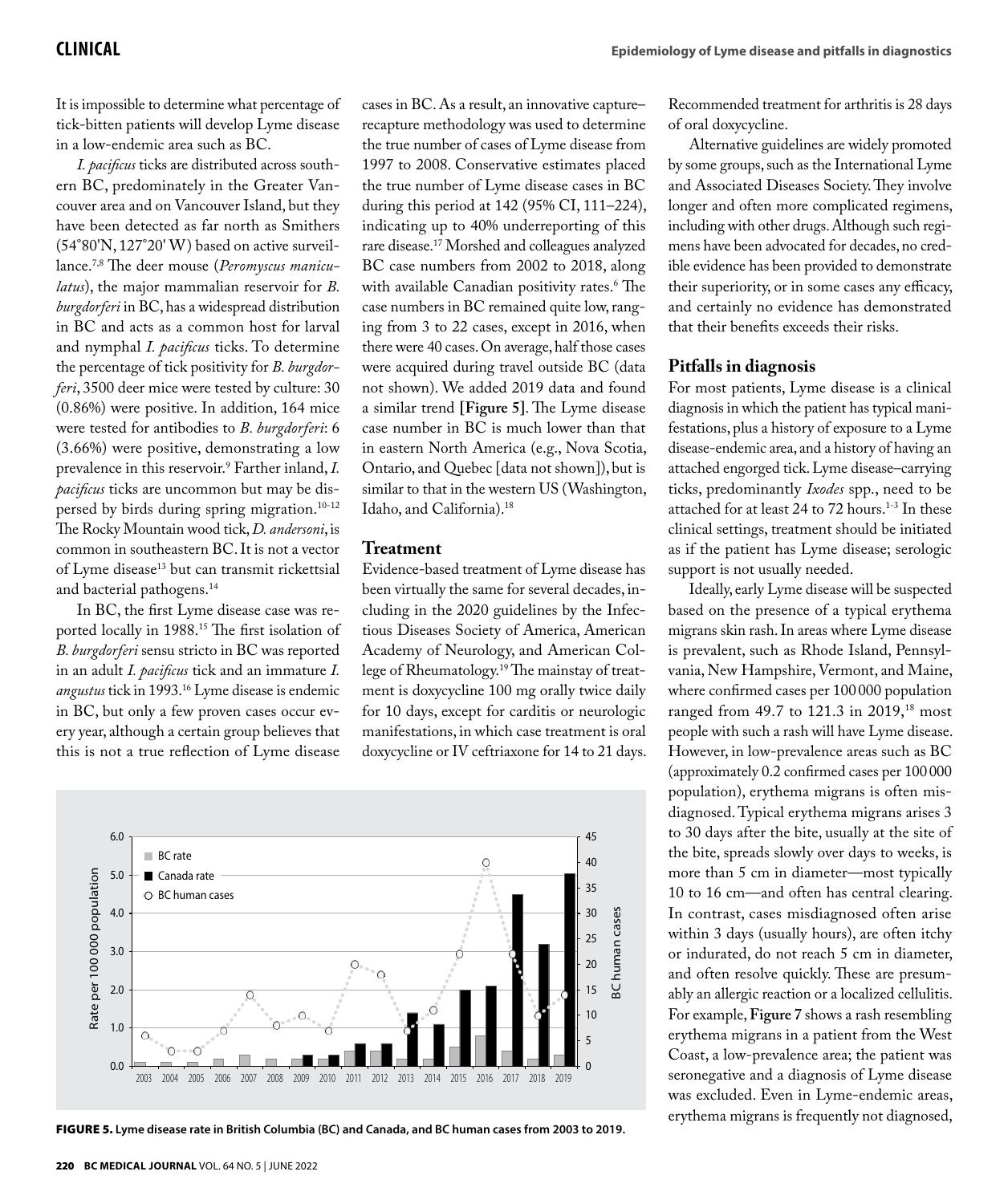It is impossible to determine what percentage of tick-bitten patients will develop Lyme disease in a low-endemic area such as BC.

*I. pacificus* ticks are distributed across southern BC, predominately in the Greater Vancouver area and on Vancouver Island, but they have been detected as far north as Smithers (54°80'N, 127°20' W) based on active surveillance.[7,8] The deer mouse (*Peromyscus maniculatus*), the major mammalian reservoir for *B. burgdorferi* in BC, has a widespread distribution in BC and acts as a common host for larval and nymphal *I. pacificus* ticks. To determine the percentage of tick positivity for *B. burgdorferi*, 3500 deer mice were tested by culture: 30 (0.86%) were positive. In addition, 164 mice were tested for antibodies to *B. burgdorferi*: 6 (3.66%) were positive, demonstrating a low prevalence in this reservoir.[9] Farther inland, *I. pacificus* ticks are uncommon but may be dispersed by birds during spring migration.[10-12] The Rocky Mountain wood tick, *D. andersoni*, is common in southeastern BC. It is not a vector of Lyme disease[13] but can transmit rickettsial and bacterial pathogens.[14]

In BC, the first Lyme disease case was reported locally in 1988.[15] The first isolation of *B. burgdorferi* sensu stricto in BC was reported in an adult *I. pacificus* tick and an immature *I. angustus* tick in 1993.[16] Lyme disease is endemic in BC, but only a few proven cases occur every year, although a certain group believes that this is not a true reflection of Lyme disease cases in BC. As a result, an innovative capture–recapture methodology was used to determine the true number of cases of Lyme disease from 1997 to 2008. Conservative estimates placed the true number of Lyme disease cases in BC during this period at 142 (95% CI, 111–224), indicating up to 40% underreporting of this rare disease.[17] Morshed and colleagues analyzed BC case numbers from 2002 to 2018, along with available Canadian positivity rates.[6] The case numbers in BC remained quite low, ranging from 3 to 22 cases, except in 2016, when there were 40 cases. On average, half those cases were acquired during travel outside BC (data not shown). We added 2019 data and found a similar trend **[Figure 5]**. The Lyme disease case number in BC is much lower than that in eastern North America (e.g., Nova Scotia, Ontario, and Quebec [data not shown]), but is similar to that in the western US (Washington, Idaho, and California).[18]

## Treatment

Evidence-based treatment of Lyme disease has been virtually the same for several decades, including in the 2020 guidelines by the Infectious Diseases Society of America, American Academy of Neurology, and American College of Rheumatology.[19] The mainstay of treatment is doxycycline 100 mg orally twice daily for 10 days, except for carditis or neurologic manifestations, in which case treatment is oral doxycycline or IV ceftriaxone for 14 to 21 days. Recommended treatment for arthritis is 28 days of oral doxycycline.

Alternative guidelines are widely promoted by some groups, such as the International Lyme and Associated Diseases Society. They involve longer and often more complicated regimens, including with other drugs. Although such regimens have been advocated for decades, no credible evidence has been provided to demonstrate their superiority, or in some cases any efficacy, and certainly no evidence has demonstrated that their benefits exceeds their risks.

## Pitfalls in diagnosis

For most patients, Lyme disease is a clinical diagnosis in which the patient has typical manifestations, plus a history of exposure to a Lyme disease-endemic area, and a history of having an attached engorged tick. Lyme disease–carrying ticks, predominantly *Ixodes* spp., need to be attached for at least 24 to 72 hours.[1-3] In these clinical settings, treatment should be initiated as if the patient has Lyme disease; serologic support is not usually needed.

Ideally, early Lyme disease will be suspected based on the presence of a typical erythema migrans skin rash. In areas where Lyme disease is prevalent, such as Rhode Island, Pennsylvania, New Hampshire, Vermont, and Maine, where confirmed cases per 100 000 population ranged from 49.7 to 121.3 in 2019,[18] most people with such a rash will have Lyme disease. However, in low-prevalence areas such as BC (approximately 0.2 confirmed cases per 100 000 population), erythema migrans is often misdiagnosed. Typical erythema migrans arises 3 to 30 days after the bite, usually at the site of the bite, spreads slowly over days to weeks, is more than 5 cm in diameter—most typically 10 to 16 cm—and often has central clearing. In contrast, cases misdiagnosed often arise within 3 days (usually hours), are often itchy or indurated, do not reach 5 cm in diameter, and often resolve quickly. These are presumably an allergic reaction or a localized cellulitis. For example, **Figure 7** shows a rash resembling erythema migrans in a patient from the West Coast, a low-prevalence area; the patient was seronegative and a diagnosis of Lyme disease was excluded. Even in Lyme-endemic areas, erythema migrans is frequently not diagnosed,

**FIGURE 5.** Lyme disease rate in British Columbia (BC) and Canada, and BC human cases from 2003 to 2019.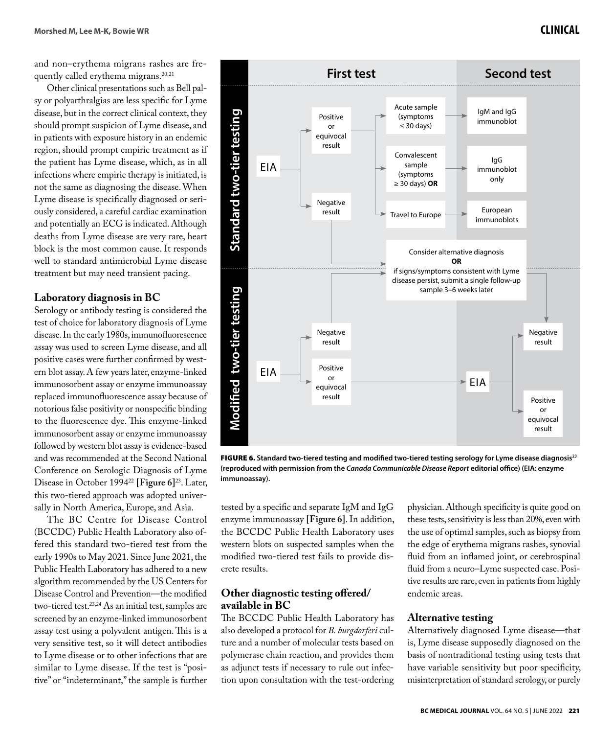and non–erythema migrans rashes are frequently called erythema migrans.[20,21]

Other clinical presentations such as Bell palsy or polyarthralgias are less specific for Lyme disease, but in the correct clinical context, they should prompt suspicion of Lyme disease, and in patients with exposure history in an endemic region, should prompt empiric treatment as if the patient has Lyme disease, which, as in all infections where empiric therapy is initiated, is not the same as diagnosing the disease. When Lyme disease is specifically diagnosed or seriously considered, a careful cardiac examination and potentially an ECG is indicated. Although deaths from Lyme disease are very rare, heart block is the most common cause. It responds well to standard antimicrobial Lyme disease treatment but may need transient pacing.

## Laboratory diagnosis in BC

Serology or antibody testing is considered the test of choice for laboratory diagnosis of Lyme disease. In the early 1980s, immunofluorescence assay was used to screen Lyme disease, and all positive cases were further confirmed by western blot assay. A few years later, enzyme-linked immunosorbent assay or enzyme immunoassay replaced immunofluorescence assay because of notorious false positivity or nonspecific binding to the fluorescence dye. This enzyme-linked immunosorbent assay or enzyme immunoassay followed by western blot assay is evidence-based and was recommended at the Second National Conference on Serologic Diagnosis of Lyme Disease in October 1994[22] **[Figure 6]**[23]. Later, this two-tiered approach was adopted universally in North America, Europe, and Asia.

The BC Centre for Disease Control (BCCDC) Public Health Laboratory also offered this standard two-tiered test from the early 1990s to May 2021. Since June 2021, the Public Health Laboratory has adhered to a new algorithm recommended by the US Centers for Disease Control and Prevention—the modified two-tiered test.[23,24] As an initial test, samples are screened by an enzyme-linked immunosorbent assay test using a polyvalent antigen. This is a very sensitive test, so it will detect antibodies to Lyme disease or to other infections that are similar to Lyme disease. If the test is "positive" or "indeterminant," the sample is further tested by a specific and separate IgM and IgG enzyme immunoassay **[Figure 6]**. In addition, the BCCDC Public Health Laboratory uses western blots on suspected samples when the modified two-tiered test fails to provide discrete results.

**Standard two-tier testing** — First test: EIA → Positive or equivocal result → Acute sample (symptoms ≤ 30 days) → Second test: IgM and IgG immunoblot; Convalescent sample (symptoms ≥ 30 days) **OR** → IgG immunoblot only; Travel to Europe → European immunoblots. EIA → Negative result → Consider alternative diagnosis **OR** if signs/symptoms consistent with Lyme disease persist, submit a single follow-up sample 3–6 weeks later.

**Modified two-tier testing** — First test: EIA → Negative result → Consider alternative diagnosis **OR** if signs/symptoms consistent with Lyme disease persist, submit a single follow-up sample 3–6 weeks later; EIA → Positive or equivocal result → Second test: EIA → Negative result; Positive or equivocal result.

**FIGURE 6. Standard two-tiered testing and modified two-tiered testing serology for Lyme disease diagnosis[23] (reproduced with permission from the *Canada Communicable Disease Report* editorial office) (EIA: enzyme immunoassay).**

## Other diagnostic testing offered/available in BC

The BCCDC Public Health Laboratory has also developed a protocol for *B. burgdorferi* culture and a number of molecular tests based on polymerase chain reaction, and provides them as adjunct tests if necessary to rule out infection upon consultation with the test-ordering physician. Although specificity is quite good on these tests, sensitivity is less than 20%, even with the use of optimal samples, such as biopsy from the edge of erythema migrans rashes, synovial fluid from an inflamed joint, or cerebrospinal fluid from a neuro–Lyme suspected case. Positive results are rare, even in patients from highly endemic areas.

## Alternative testing

Alternatively diagnosed Lyme disease—that is, Lyme disease supposedly diagnosed on the basis of nontraditional testing using tests that have variable sensitivity but poor specificity, misinterpretation of standard serology, or purely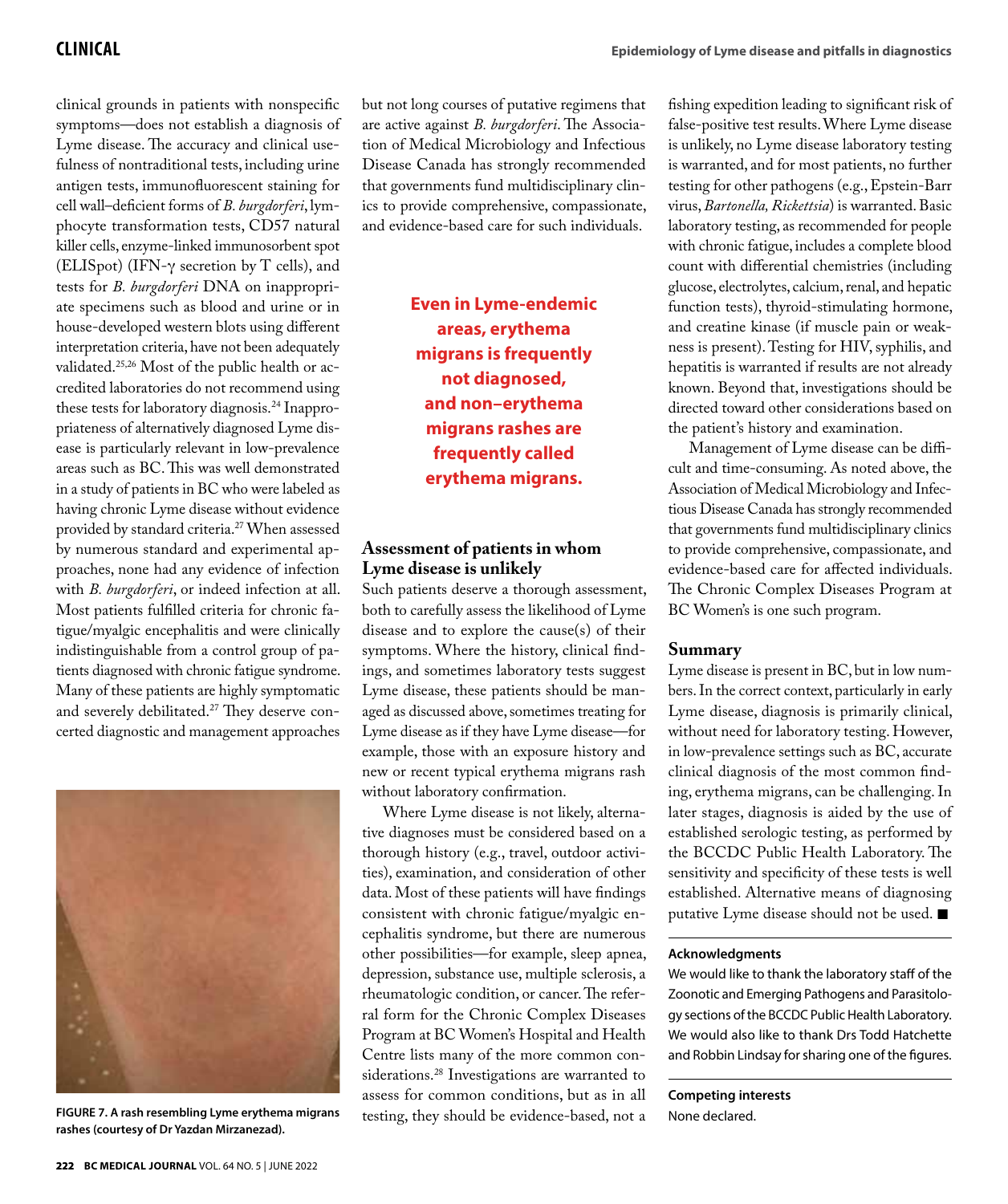clinical grounds in patients with nonspecific symptoms—does not establish a diagnosis of Lyme disease. The accuracy and clinical usefulness of nontraditional tests, including urine antigen tests, immunofluorescent staining for cell wall–deficient forms of *B. burgdorferi*, lymphocyte transformation tests, CD57 natural killer cells, enzyme-linked immunosorbent spot (ELISpot) (IFN-γ secretion by T cells), and tests for *B. burgdorferi* DNA on inappropriate specimens such as blood and urine or in house-developed western blots using different interpretation criteria, have not been adequately validated.[25,26] Most of the public health or accredited laboratories do not recommend using these tests for laboratory diagnosis.[24] Inappropriateness of alternatively diagnosed Lyme disease is particularly relevant in low-prevalence areas such as BC. This was well demonstrated in a study of patients in BC who were labeled as having chronic Lyme disease without evidence provided by standard criteria.[27] When assessed by numerous standard and experimental approaches, none had any evidence of infection with *B. burgdorferi*, or indeed infection at all. Most patients fulfilled criteria for chronic fatigue/myalgic encephalitis and were clinically indistinguishable from a control group of patients diagnosed with chronic fatigue syndrome. Many of these patients are highly symptomatic and severely debilitated.[27] They deserve concerted diagnostic and management approaches but not long courses of putative regimens that are active against *B. burgdorferi*. The Association of Medical Microbiology and Infectious Disease Canada has strongly recommended that governments fund multidisciplinary clinics to provide comprehensive, compassionate, and evidence-based care for such individuals.

**FIGURE 7. A rash resembling Lyme erythema migrans rashes (courtesy of Dr Yazdan Mirzanezad).**

**Even in Lyme-endemic areas, erythema migrans is frequently not diagnosed, and non–erythema migrans rashes are frequently called erythema migrans.**

## Assessment of patients in whom Lyme disease is unlikely

Such patients deserve a thorough assessment, both to carefully assess the likelihood of Lyme disease and to explore the cause(s) of their symptoms. Where the history, clinical findings, and sometimes laboratory tests suggest Lyme disease, these patients should be managed as discussed above, sometimes treating for Lyme disease as if they have Lyme disease—for example, those with an exposure history and new or recent typical erythema migrans rash without laboratory confirmation.

Where Lyme disease is not likely, alternative diagnoses must be considered based on a thorough history (e.g., travel, outdoor activities), examination, and consideration of other data. Most of these patients will have findings consistent with chronic fatigue/myalgic encephalitis syndrome, but there are numerous other possibilities—for example, sleep apnea, depression, substance use, multiple sclerosis, a rheumatologic condition, or cancer. The referral form for the Chronic Complex Diseases Program at BC Women's Hospital and Health Centre lists many of the more common considerations.[28] Investigations are warranted to assess for common conditions, but as in all testing, they should be evidence-based, not a fishing expedition leading to significant risk of false-positive test results. Where Lyme disease is unlikely, no Lyme disease laboratory testing is warranted, and for most patients, no further testing for other pathogens (e.g., Epstein-Barr virus, *Bartonella, Rickettsia*) is warranted. Basic laboratory testing, as recommended for people with chronic fatigue, includes a complete blood count with differential chemistries (including glucose, electrolytes, calcium, renal, and hepatic function tests), thyroid-stimulating hormone, and creatine kinase (if muscle pain or weakness is present). Testing for HIV, syphilis, and hepatitis is warranted if results are not already known. Beyond that, investigations should be directed toward other considerations based on the patient's history and examination.

Management of Lyme disease can be difficult and time-consuming. As noted above, the Association of Medical Microbiology and Infectious Disease Canada has strongly recommended that governments fund multidisciplinary clinics to provide comprehensive, compassionate, and evidence-based care for affected individuals. The Chronic Complex Diseases Program at BC Women's is one such program.

## Summary

Lyme disease is present in BC, but in low numbers. In the correct context, particularly in early Lyme disease, diagnosis is primarily clinical, without need for laboratory testing. However, in low-prevalence settings such as BC, accurate clinical diagnosis of the most common finding, erythema migrans, can be challenging. In later stages, diagnosis is aided by the use of established serologic testing, as performed by the BCCDC Public Health Laboratory. The sensitivity and specificity of these tests is well established. Alternative means of diagnosing putative Lyme disease should not be used. ■

### Acknowledgments

We would like to thank the laboratory staff of the Zoonotic and Emerging Pathogens and Parasitology sections of the BCCDC Public Health Laboratory. We would also like to thank Drs Todd Hatchette and Robbin Lindsay for sharing one of the figures.

### Competing interests

None declared.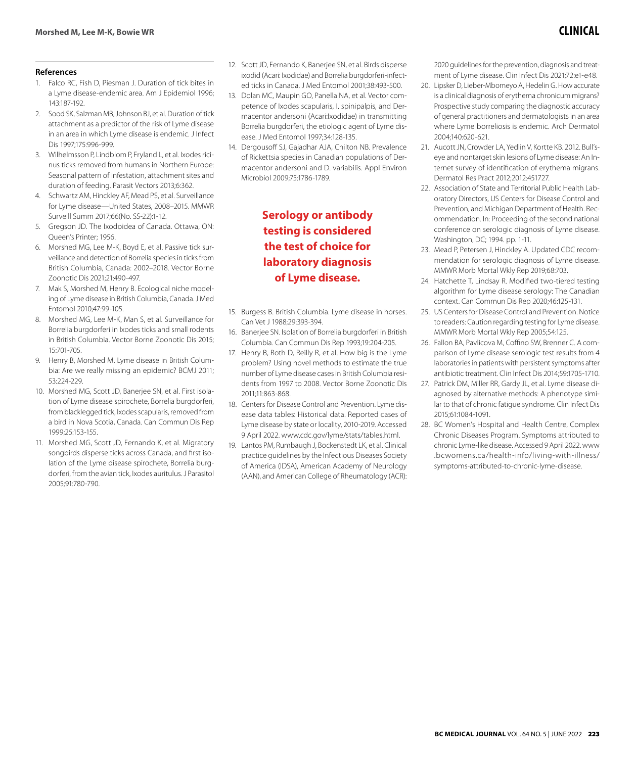## References

1. Falco RC, Fish D, Piesman J. Duration of tick bites in a Lyme disease-endemic area. Am J Epidemiol 1996; 143:187-192.
2. Sood SK, Salzman MB, Johnson BJ, et al. Duration of tick attachment as a predictor of the risk of Lyme disease in an area in which Lyme disease is endemic. J Infect Dis 1997;175:996-999.
3. Wilhelmsson P, Lindblom P, Fryland L, et al. Ixodes ricinus ticks removed from humans in Northern Europe: Seasonal pattern of infestation, attachment sites and duration of feeding. Parasit Vectors 2013;6:362.
4. Schwartz AM, Hinckley AF, Mead PS, et al. Surveillance for Lyme disease—United States, 2008–2015. MMWR Surveill Summ 2017;66(No. SS-22):1-12.
5. Gregson JD. The Ixodoidea of Canada. Ottawa, ON: Queen's Printer; 1956.
6. Morshed MG, Lee M-K, Boyd E, et al. Passive tick surveillance and detection of Borrelia species in ticks from British Columbia, Canada: 2002–2018. Vector Borne Zoonotic Dis 2021;21:490-497.
7. Mak S, Morshed M, Henry B. Ecological niche modeling of Lyme disease in British Columbia, Canada. J Med Entomol 2010;47:99-105.
8. Morshed MG, Lee M-K, Man S, et al. Surveillance for Borrelia burgdorferi in Ixodes ticks and small rodents in British Columbia. Vector Borne Zoonotic Dis 2015; 15:701-705.
9. Henry B, Morshed M. Lyme disease in British Columbia: Are we really missing an epidemic? BCMJ 2011; 53:224-229.
10. Morshed MG, Scott JD, Banerjee SN, et al. First isolation of Lyme disease spirochete, Borrelia burgdorferi, from blacklegged tick, Ixodes scapularis, removed from a bird in Nova Scotia, Canada. Can Commun Dis Rep 1999;25:153-155.
11. Morshed MG, Scott JD, Fernando K, et al. Migratory songbirds disperse ticks across Canada, and first isolation of the Lyme disease spirochete, Borrelia burgdorferi, from the avian tick, Ixodes auritulus. J Parasitol 2005;91:780-790.
12. Scott JD, Fernando K, Banerjee SN, et al. Birds disperse ixodid (Acari: Ixodidae) and Borrelia burgdorferi-infected ticks in Canada. J Med Entomol 2001;38:493-500.
13. Dolan MC, Maupin GO, Panella NA, et al. Vector competence of Ixodes scapularis, I. spinipalpis, and Dermacentor andersoni (Acari:Ixodidae) in transmitting Borrelia burgdorferi, the etiologic agent of Lyme disease. J Med Entomol 1997;34:128-135.
14. Dergousoff SJ, Gajadhar AJA, Chilton NB. Prevalence of Rickettsia species in Canadian populations of Dermacentor andersoni and D. variabilis. Appl Environ Microbiol 2009;75:1786-1789.

**Serology or antibody testing is considered the test of choice for laboratory diagnosis of Lyme disease.**

15. Burgess B. British Columbia. Lyme disease in horses. Can Vet J 1988;29:393-394.
16. Banerjee SN. Isolation of Borrelia burgdorferi in British Columbia. Can Commun Dis Rep 1993;19:204-205.
17. Henry B, Roth D, Reilly R, et al. How big is the Lyme problem? Using novel methods to estimate the true number of Lyme disease cases in British Columbia residents from 1997 to 2008. Vector Borne Zoonotic Dis 2011;11:863-868.
18. Centers for Disease Control and Prevention. Lyme disease data tables: Historical data. Reported cases of Lyme disease by state or locality, 2010-2019. Accessed 9 April 2022. www.cdc.gov/lyme/stats/tables.html.
19. Lantos PM, Rumbaugh J, Bockenstedt LK, et al. Clinical practice guidelines by the Infectious Diseases Society of America (IDSA), American Academy of Neurology (AAN), and American College of Rheumatology (ACR): 2020 guidelines for the prevention, diagnosis and treatment of Lyme disease. Clin Infect Dis 2021;72:e1-e48.
20. Lipsker D, Lieber-Mbomeyo A, Hedelin G. How accurate is a clinical diagnosis of erythema chronicum migrans? Prospective study comparing the diagnostic accuracy of general practitioners and dermatologists in an area where Lyme borreliosis is endemic. Arch Dermatol 2004;140:620-621.
21. Aucott JN, Crowder LA, Yedlin V, Kortte KB. 2012. Bull's-eye and nontarget skin lesions of Lyme disease: An Internet survey of identification of erythema migrans. Dermatol Res Pract 2012;2012:451727.
22. Association of State and Territorial Public Health Laboratory Directors, US Centers for Disease Control and Prevention, and Michigan Department of Health. Recommendation. In: Proceeding of the second national conference on serologic diagnosis of Lyme disease. Washington, DC; 1994. pp. 1-11.
23. Mead P, Petersen J, Hinckley A. Updated CDC recommendation for serologic diagnosis of Lyme disease. MMWR Morb Mortal Wkly Rep 2019;68:703.
24. Hatchette T, Lindsay R. Modified two-tiered testing algorithm for Lyme disease serology: The Canadian context. Can Commun Dis Rep 2020;46:125-131.
25. US Centers for Disease Control and Prevention. Notice to readers: Caution regarding testing for Lyme disease. MMWR Morb Mortal Wkly Rep 2005;54:125.
26. Fallon BA, Pavlicova M, Coffino SW, Brenner C. A comparison of Lyme disease serologic test results from 4 laboratories in patients with persistent symptoms after antibiotic treatment. Clin Infect Dis 2014;59:1705-1710.
27. Patrick DM, Miller RR, Gardy JL, et al. Lyme disease diagnosed by alternative methods: A phenotype similar to that of chronic fatigue syndrome. Clin Infect Dis 2015;61:1084-1091.
28. BC Women's Hospital and Health Centre, Complex Chronic Diseases Program. Symptoms attributed to chronic Lyme-like disease. Accessed 9 April 2022. www.bcwomens.ca/health-info/living-with-illness/symptoms-attributed-to-chronic-lyme-disease.